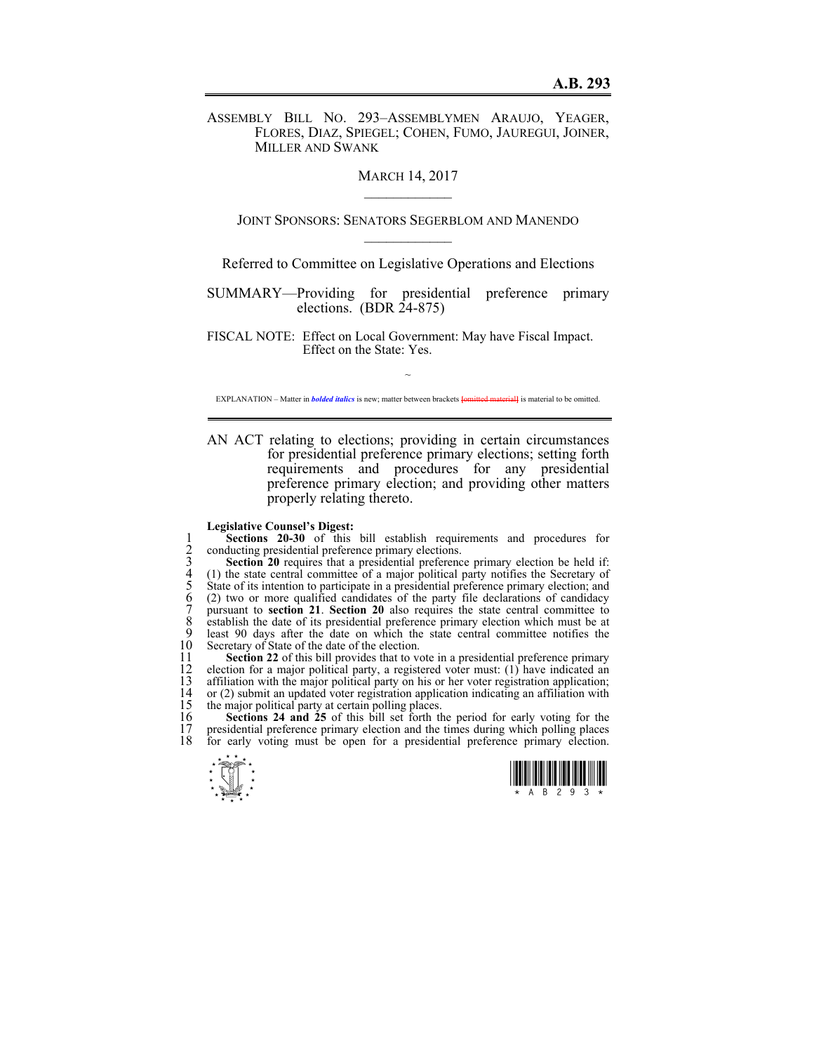# A.B. 293

ASSEMBLY BILL NO. 293–ASSEMBLYMEN ARAUJO, YEAGER, FLORES, DIAZ, SPIEGEL; COHEN, FUMO, JAUREGUI, JOINER, MILLER AND SWANK

MARCH 14, 2017

JOINT SPONSORS: SENATORS SEGERBLOM AND MANENDO

Referred to Committee on Legislative Operations and Elections

SUMMARY—Providing for presidential preference primary elections. (BDR 24-875)

FISCAL NOTE: Effect on Local Government: May have Fiscal Impact.
Effect on the State: Yes.

~

EXPLANATION – Matter in ***bolded italics*** is new; matter between brackets ~~[omitted material]~~ is material to be omitted.

AN ACT relating to elections; providing in certain circumstances for presidential preference primary elections; setting forth requirements and procedures for any presidential preference primary election; and providing other matters properly relating thereto.

**Legislative Counsel's Digest:**

1 **Sections 20-30** of this bill establish requirements and procedures for
2 conducting presidential preference primary elections.
3 **Section 20** requires that a presidential preference primary election be held if:
4 (1) the state central committee of a major political party notifies the Secretary of
5 State of its intention to participate in a presidential preference primary election; and
6 (2) two or more qualified candidates of the party file declarations of candidacy
7 pursuant to **section 21**. **Section 20** also requires the state central committee to
8 establish the date of its presidential preference primary election which must be at
9 least 90 days after the date on which the state central committee notifies the
10 Secretary of State of the date of the election.
11 **Section 22** of this bill provides that to vote in a presidential preference primary
12 election for a major political party, a registered voter must: (1) have indicated an
13 affiliation with the major political party on his or her voter registration application;
14 or (2) submit an updated voter registration application indicating an affiliation with
15 the major political party at certain polling places.
16 **Sections 24 and 25** of this bill set forth the period for early voting for the
17 presidential preference primary election and the times during which polling places
18 for early voting must be open for a presidential preference primary election.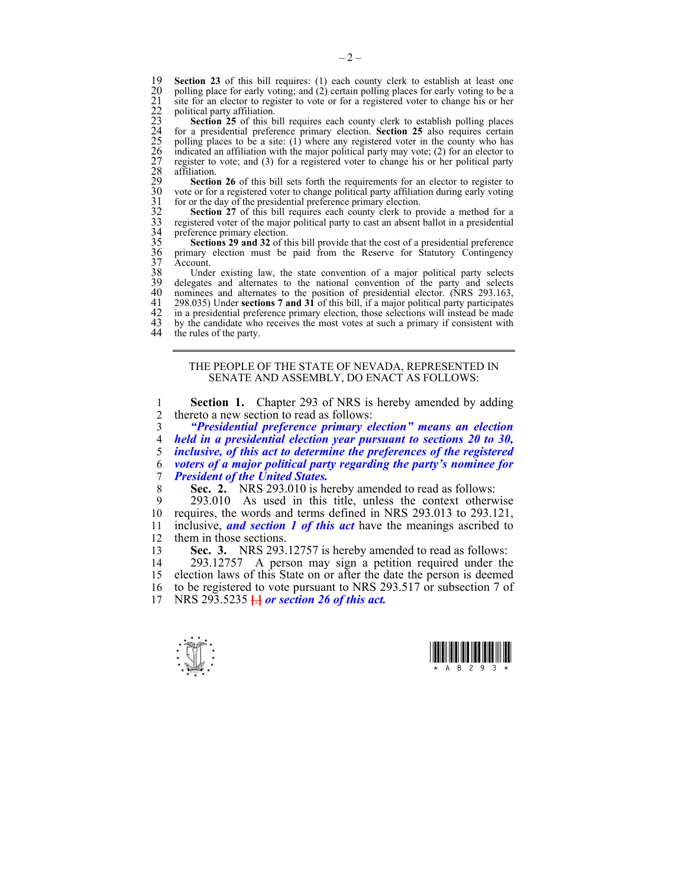**Section 23** of this bill requires: (1) each county clerk to establish at least one polling place for early voting; and (2) certain polling places for early voting to be a site for an elector to register to vote or for a registered voter to change his or her political party affiliation.

**Section 25** of this bill requires each county clerk to establish polling places for a presidential preference primary election. **Section 25** also requires certain polling places to be a site: (1) where any registered voter in the county who has indicated an affiliation with the major political party may vote; (2) for an elector to register to vote; and (3) for a registered voter to change his or her political party affiliation.

**Section 26** of this bill sets forth the requirements for an elector to register to vote or for a registered voter to change political party affiliation during early voting for or the day of the presidential preference primary election.

**Section 27** of this bill requires each county clerk to provide a method for a registered voter of the major political party to cast an absent ballot in a presidential preference primary election.

**Sections 29 and 32** of this bill provide that the cost of a presidential preference primary election must be paid from the Reserve for Statutory Contingency Account.

Under existing law, the state convention of a major political party selects delegates and alternates to the national convention of the party and selects nominees and alternates to the position of presidential elector. (NRS 293.163, 298.035) Under **sections 7 and 31** of this bill, if a major political party participates in a presidential preference primary election, those selections will instead be made by the candidate who receives the most votes at such a primary if consistent with the rules of the party.

---

THE PEOPLE OF THE STATE OF NEVADA, REPRESENTED IN SENATE AND ASSEMBLY, DO ENACT AS FOLLOWS:

**Section 1.** Chapter 293 of NRS is hereby amended by adding thereto a new section to read as follows:

***"Presidential preference primary election" means an election held in a presidential election year pursuant to sections 20 to 30, inclusive, of this act to determine the preferences of the registered voters of a major political party regarding the party's nominee for President of the United States.***

**Sec. 2.** NRS 293.010 is hereby amended to read as follows:

293.010 As used in this title, unless the context otherwise requires, the words and terms defined in NRS 293.013 to 293.121, inclusive, ***and section 1 of this act*** have the meanings ascribed to them in those sections.

**Sec. 3.** NRS 293.12757 is hereby amended to read as follows:

293.12757 A person may sign a petition required under the election laws of this State on or after the date the person is deemed to be registered to vote pursuant to NRS 293.517 or subsection 7 of NRS 293.5235 [.] ***or section 26 of this act.***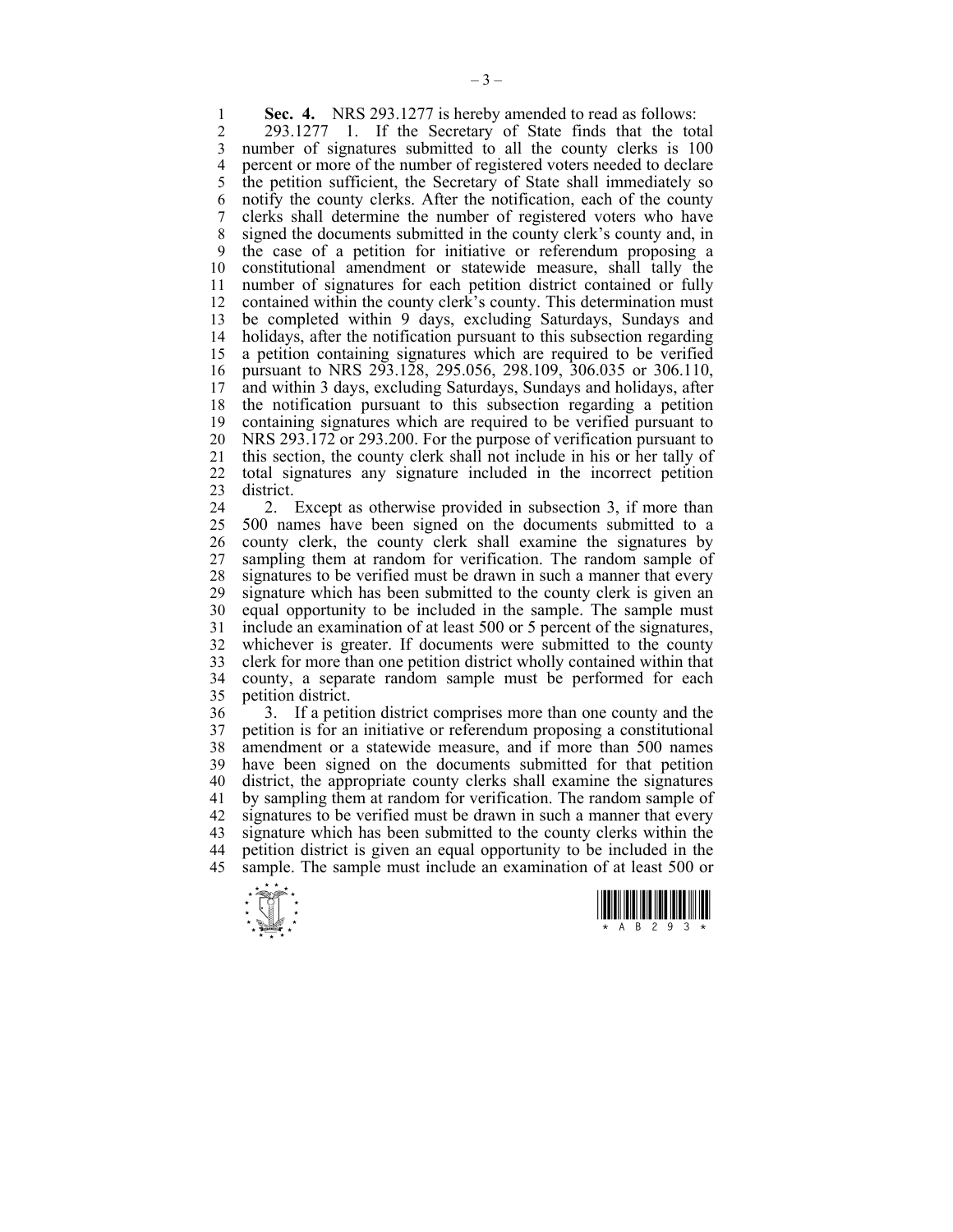**Sec. 4.** NRS 293.1277 is hereby amended to read as follows:

293.1277 1. If the Secretary of State finds that the total number of signatures submitted to all the county clerks is 100 percent or more of the number of registered voters needed to declare the petition sufficient, the Secretary of State shall immediately so notify the county clerks. After the notification, each of the county clerks shall determine the number of registered voters who have signed the documents submitted in the county clerk's county and, in the case of a petition for initiative or referendum proposing a constitutional amendment or statewide measure, shall tally the number of signatures for each petition district contained or fully contained within the county clerk's county. This determination must be completed within 9 days, excluding Saturdays, Sundays and holidays, after the notification pursuant to this subsection regarding a petition containing signatures which are required to be verified pursuant to NRS 293.128, 295.056, 298.109, 306.035 or 306.110, and within 3 days, excluding Saturdays, Sundays and holidays, after the notification pursuant to this subsection regarding a petition containing signatures which are required to be verified pursuant to NRS 293.172 or 293.200. For the purpose of verification pursuant to this section, the county clerk shall not include in his or her tally of total signatures any signature included in the incorrect petition district.

2. Except as otherwise provided in subsection 3, if more than 500 names have been signed on the documents submitted to a county clerk, the county clerk shall examine the signatures by sampling them at random for verification. The random sample of signatures to be verified must be drawn in such a manner that every signature which has been submitted to the county clerk is given an equal opportunity to be included in the sample. The sample must include an examination of at least 500 or 5 percent of the signatures, whichever is greater. If documents were submitted to the county clerk for more than one petition district wholly contained within that county, a separate random sample must be performed for each petition district.

3. If a petition district comprises more than one county and the petition is for an initiative or referendum proposing a constitutional amendment or a statewide measure, and if more than 500 names have been signed on the documents submitted for that petition district, the appropriate county clerks shall examine the signatures by sampling them at random for verification. The random sample of signatures to be verified must be drawn in such a manner that every signature which has been submitted to the county clerks within the petition district is given an equal opportunity to be included in the sample. The sample must include an examination of at least 500 or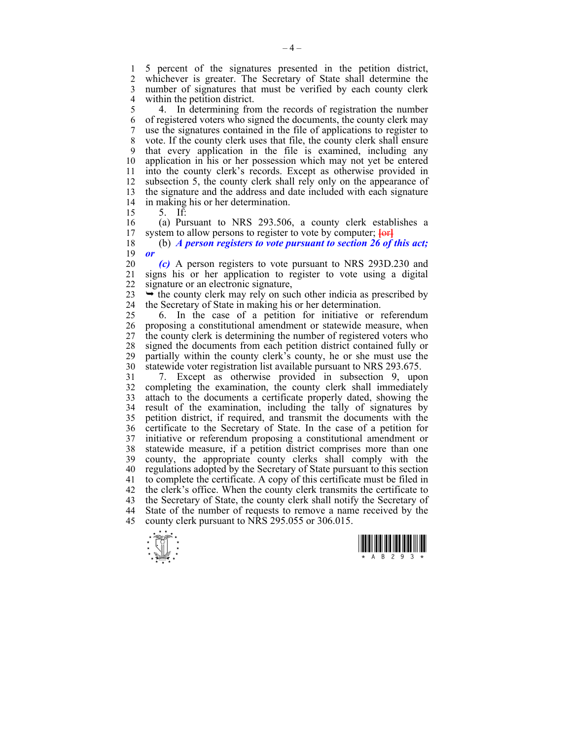5 percent of the signatures presented in the petition district, whichever is greater. The Secretary of State shall determine the number of signatures that must be verified by each county clerk within the petition district.

4. In determining from the records of registration the number of registered voters who signed the documents, the county clerk may use the signatures contained in the file of applications to register to vote. If the county clerk uses that file, the county clerk shall ensure that every application in the file is examined, including any application in his or her possession which may not yet be entered into the county clerk's records. Except as otherwise provided in subsection 5, the county clerk shall rely only on the appearance of the signature and the address and date included with each signature in making his or her determination.

5. If:

(a) Pursuant to NRS 293.506, a county clerk establishes a system to allow persons to register to vote by computer; [or]

(b) ***A person registers to vote pursuant to section 26 of this act; or***

***(c)*** A person registers to vote pursuant to NRS 293D.230 and signs his or her application to register to vote using a digital signature or an electronic signature,

➥ the county clerk may rely on such other indicia as prescribed by the Secretary of State in making his or her determination.

6. In the case of a petition for initiative or referendum proposing a constitutional amendment or statewide measure, when the county clerk is determining the number of registered voters who signed the documents from each petition district contained fully or partially within the county clerk's county, he or she must use the statewide voter registration list available pursuant to NRS 293.675.

7. Except as otherwise provided in subsection 9, upon completing the examination, the county clerk shall immediately attach to the documents a certificate properly dated, showing the result of the examination, including the tally of signatures by petition district, if required, and transmit the documents with the certificate to the Secretary of State. In the case of a petition for initiative or referendum proposing a constitutional amendment or statewide measure, if a petition district comprises more than one county, the appropriate county clerks shall comply with the regulations adopted by the Secretary of State pursuant to this section to complete the certificate. A copy of this certificate must be filed in the clerk's office. When the county clerk transmits the certificate to the Secretary of State, the county clerk shall notify the Secretary of State of the number of requests to remove a name received by the county clerk pursuant to NRS 295.055 or 306.015.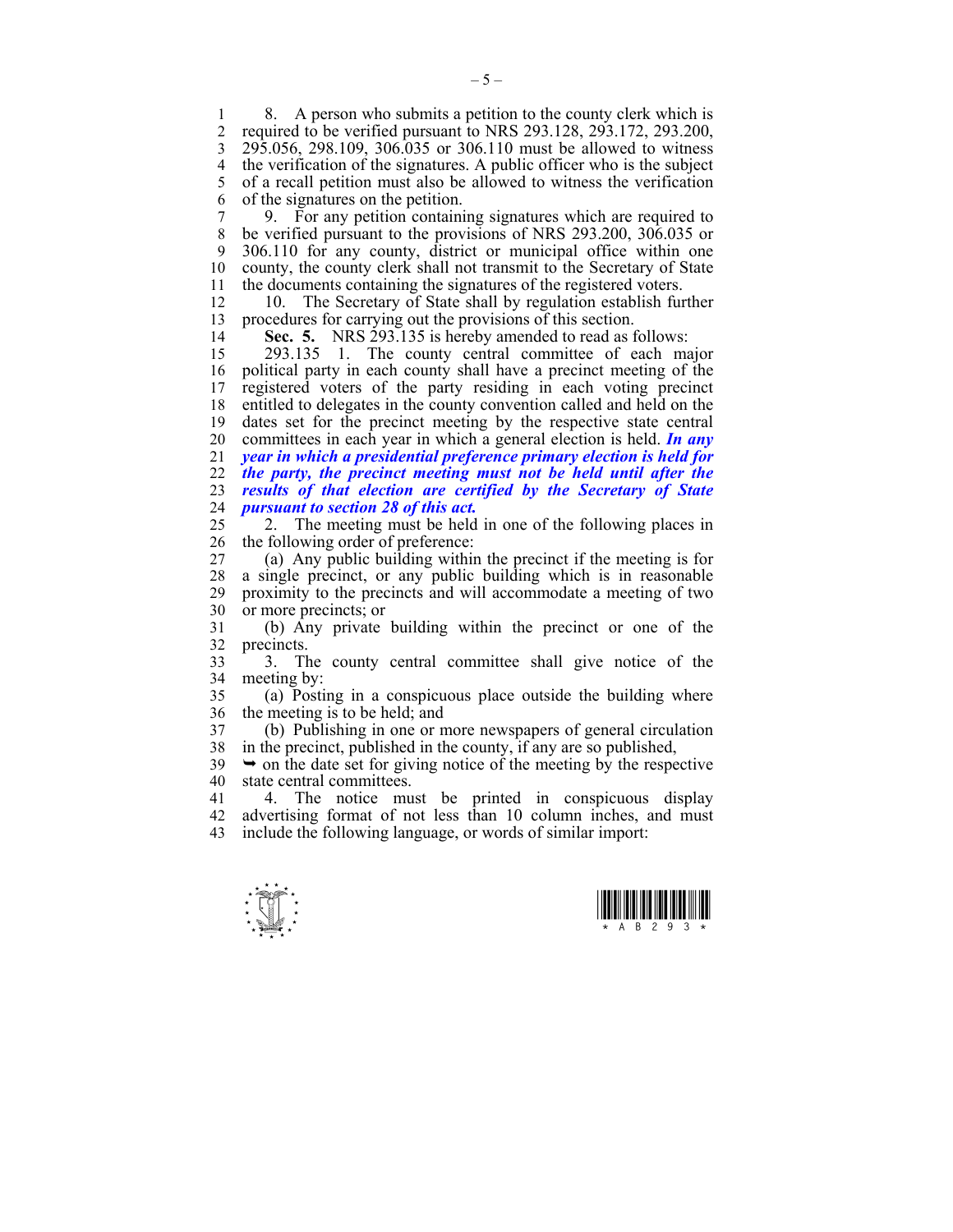8. A person who submits a petition to the county clerk which is required to be verified pursuant to NRS 293.128, 293.172, 293.200, 295.056, 298.109, 306.035 or 306.110 must be allowed to witness the verification of the signatures. A public officer who is the subject of a recall petition must also be allowed to witness the verification of the signatures on the petition.

9. For any petition containing signatures which are required to be verified pursuant to the provisions of NRS 293.200, 306.035 or 306.110 for any county, district or municipal office within one county, the county clerk shall not transmit to the Secretary of State the documents containing the signatures of the registered voters.

10. The Secretary of State shall by regulation establish further procedures for carrying out the provisions of this section.

**Sec. 5.** NRS 293.135 is hereby amended to read as follows:

293.135 1. The county central committee of each major political party in each county shall have a precinct meeting of the registered voters of the party residing in each voting precinct entitled to delegates in the county convention called and held on the dates set for the precinct meeting by the respective state central committees in each year in which a general election is held. ***In any year in which a presidential preference primary election is held for the party, the precinct meeting must not be held until after the results of that election are certified by the Secretary of State pursuant to section 28 of this act.***

2. The meeting must be held in one of the following places in the following order of preference:

(a) Any public building within the precinct if the meeting is for a single precinct, or any public building which is in reasonable proximity to the precincts and will accommodate a meeting of two or more precincts; or

(b) Any private building within the precinct or one of the precincts.

3. The county central committee shall give notice of the meeting by:

(a) Posting in a conspicuous place outside the building where the meeting is to be held; and

(b) Publishing in one or more newspapers of general circulation in the precinct, published in the county, if any are so published,

➥ on the date set for giving notice of the meeting by the respective state central committees.

4. The notice must be printed in conspicuous display advertising format of not less than 10 column inches, and must include the following language, or words of similar import: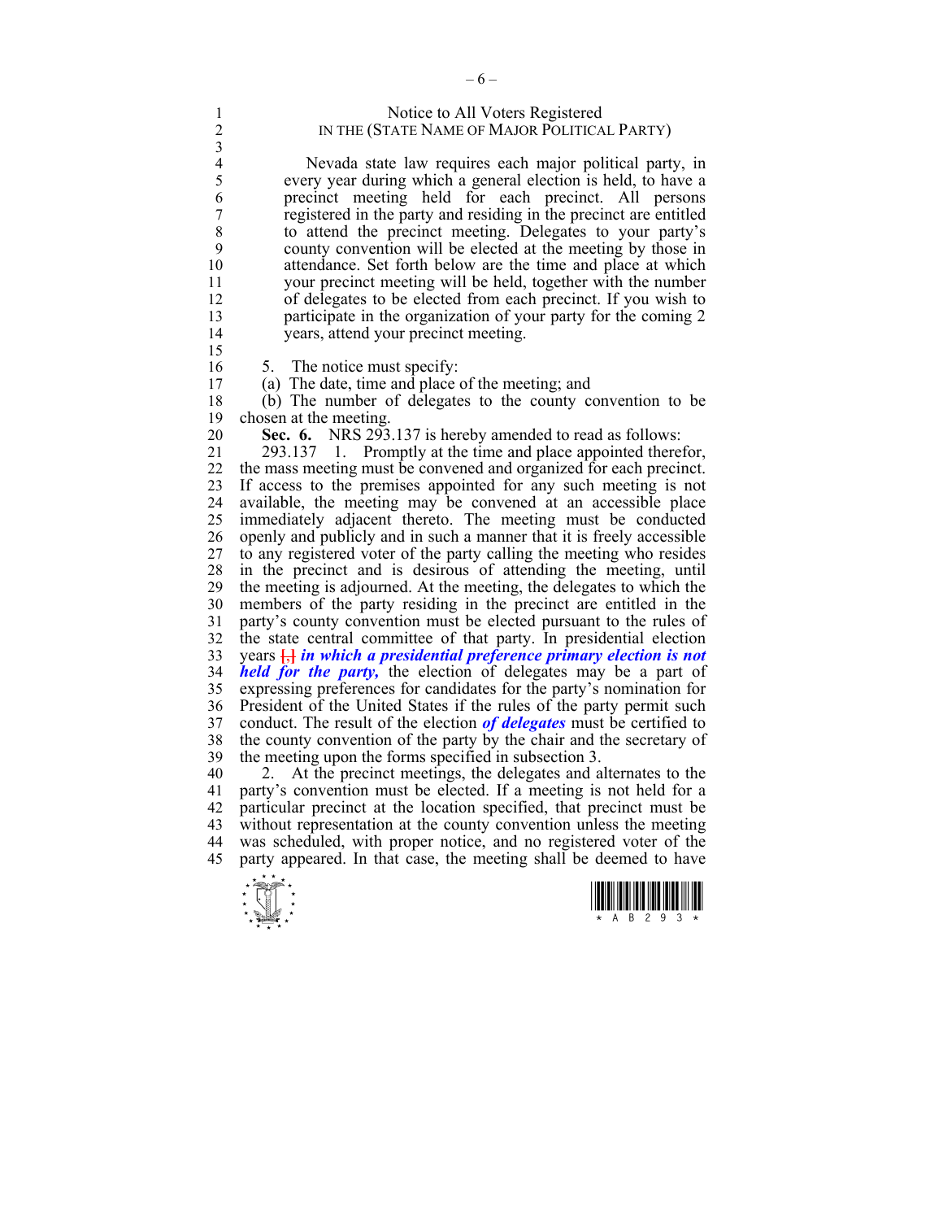Notice to All Voters Registered
IN THE (STATE NAME OF MAJOR POLITICAL PARTY)

> Nevada state law requires each major political party, in every year during which a general election is held, to have a precinct meeting held for each precinct. All persons registered in the party and residing in the precinct are entitled to attend the precinct meeting. Delegates to your party's county convention will be elected at the meeting by those in attendance. Set forth below are the time and place at which your precinct meeting will be held, together with the number of delegates to be elected from each precinct. If you wish to participate in the organization of your party for the coming 2 years, attend your precinct meeting.

5. The notice must specify:

(a) The date, time and place of the meeting; and

(b) The number of delegates to the county convention to be chosen at the meeting.

**Sec. 6.** NRS 293.137 is hereby amended to read as follows:

293.137 1. Promptly at the time and place appointed therefor, the mass meeting must be convened and organized for each precinct. If access to the premises appointed for any such meeting is not available, the meeting may be convened at an accessible place immediately adjacent thereto. The meeting must be conducted openly and publicly and in such a manner that it is freely accessible to any registered voter of the party calling the meeting who resides in the precinct and is desirous of attending the meeting, until the meeting is adjourned. At the meeting, the delegates to which the members of the party residing in the precinct are entitled in the party's county convention must be elected pursuant to the rules of the state central committee of that party. In presidential election years [,] ***in which a presidential preference primary election is not held for the party,*** the election of delegates may be a part of expressing preferences for candidates for the party's nomination for President of the United States if the rules of the party permit such conduct. The result of the election ***of delegates*** must be certified to the county convention of the party by the chair and the secretary of the meeting upon the forms specified in subsection 3.

2. At the precinct meetings, the delegates and alternates to the party's convention must be elected. If a meeting is not held for a particular precinct at the location specified, that precinct must be without representation at the county convention unless the meeting was scheduled, with proper notice, and no registered voter of the party appeared. In that case, the meeting shall be deemed to have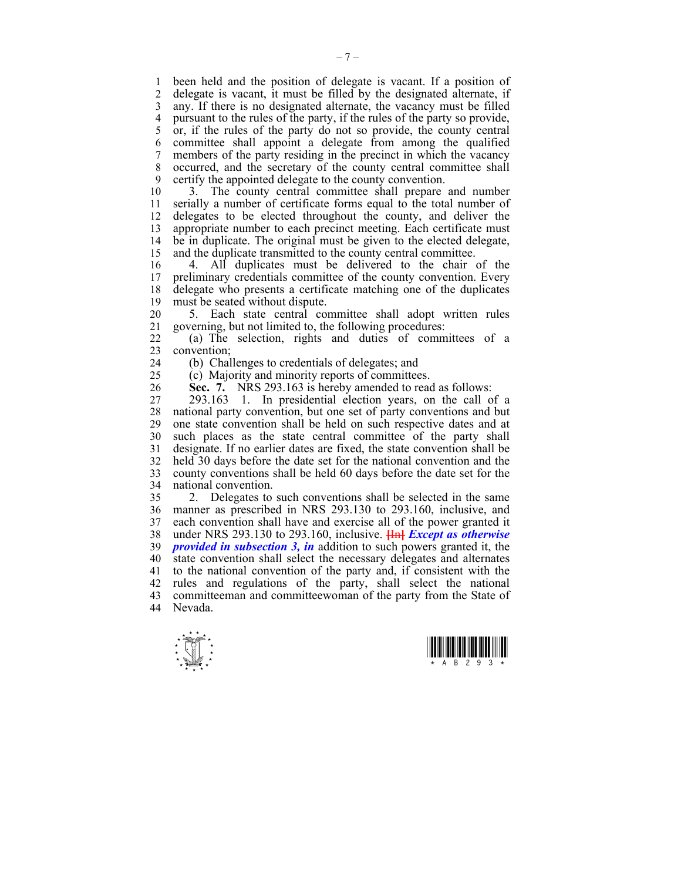been held and the position of delegate is vacant. If a position of delegate is vacant, it must be filled by the designated alternate, if any. If there is no designated alternate, the vacancy must be filled pursuant to the rules of the party, if the rules of the party so provide, or, if the rules of the party do not so provide, the county central committee shall appoint a delegate from among the qualified members of the party residing in the precinct in which the vacancy occurred, and the secretary of the county central committee shall certify the appointed delegate to the county convention.

3. The county central committee shall prepare and number serially a number of certificate forms equal to the total number of delegates to be elected throughout the county, and deliver the appropriate number to each precinct meeting. Each certificate must be in duplicate. The original must be given to the elected delegate, and the duplicate transmitted to the county central committee.

4. All duplicates must be delivered to the chair of the preliminary credentials committee of the county convention. Every delegate who presents a certificate matching one of the duplicates must be seated without dispute.

5. Each state central committee shall adopt written rules governing, but not limited to, the following procedures:

(a) The selection, rights and duties of committees of a convention;

(b) Challenges to credentials of delegates; and

(c) Majority and minority reports of committees.

**Sec. 7.** NRS 293.163 is hereby amended to read as follows:

293.163 1. In presidential election years, on the call of a national party convention, but one set of party conventions and but one state convention shall be held on such respective dates and at such places as the state central committee of the party shall designate. If no earlier dates are fixed, the state convention shall be held 30 days before the date set for the national convention and the county conventions shall be held 60 days before the date set for the national convention.

2. Delegates to such conventions shall be selected in the same manner as prescribed in NRS 293.130 to 293.160, inclusive, and each convention shall have and exercise all of the power granted it under NRS 293.130 to 293.160, inclusive. [In] ***Except as otherwise provided in subsection 3, in*** addition to such powers granted it, the state convention shall select the necessary delegates and alternates to the national convention of the party and, if consistent with the rules and regulations of the party, shall select the national committeeman and committeewoman of the party from the State of Nevada.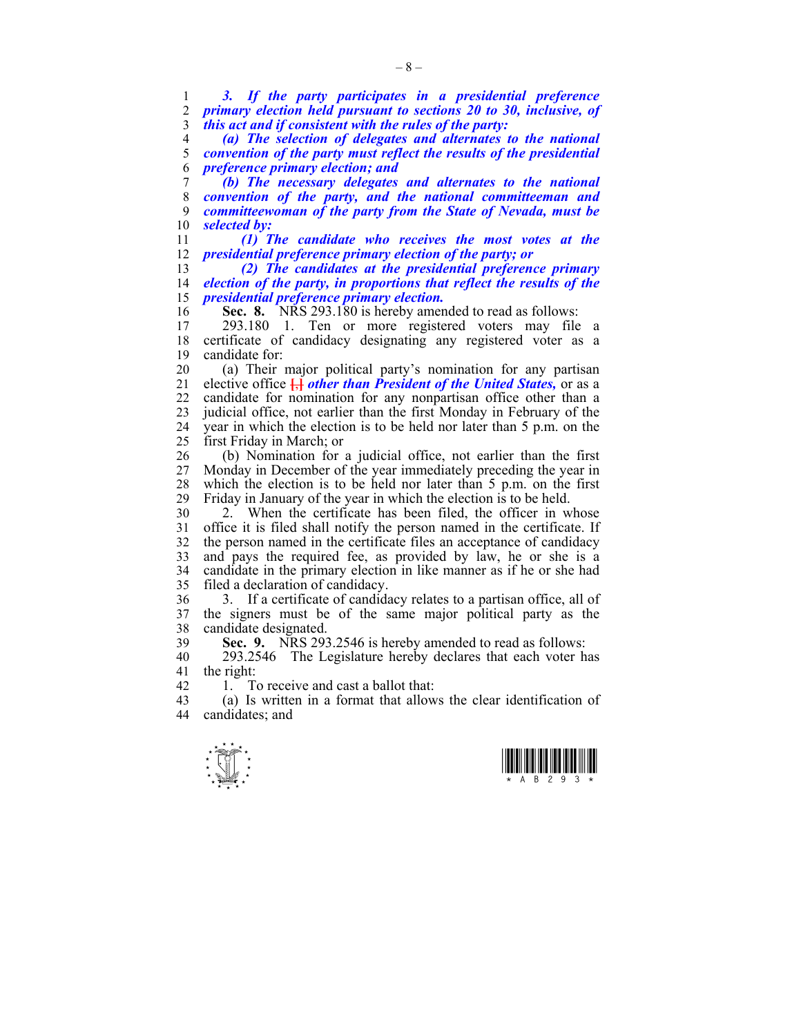*3. If the party participates in a presidential preference primary election held pursuant to sections 20 to 30, inclusive, of this act and if consistent with the rules of the party:*

*(a) The selection of delegates and alternates to the national convention of the party must reflect the results of the presidential preference primary election; and*

*(b) The necessary delegates and alternates to the national convention of the party, and the national committeeman and committeewoman of the party from the State of Nevada, must be selected by:*

*(1) The candidate who receives the most votes at the presidential preference primary election of the party; or*

*(2) The candidates at the presidential preference primary election of the party, in proportions that reflect the results of the presidential preference primary election.*

**Sec. 8.** NRS 293.180 is hereby amended to read as follows:

293.180 1. Ten or more registered voters may file a certificate of candidacy designating any registered voter as a candidate for:

(a) Their major political party's nomination for any partisan elective office [,] *other than President of the United States,* or as a candidate for nomination for any nonpartisan office other than a judicial office, not earlier than the first Monday in February of the year in which the election is to be held nor later than 5 p.m. on the first Friday in March; or

(b) Nomination for a judicial office, not earlier than the first Monday in December of the year immediately preceding the year in which the election is to be held nor later than 5 p.m. on the first Friday in January of the year in which the election is to be held.

2. When the certificate has been filed, the officer in whose office it is filed shall notify the person named in the certificate. If the person named in the certificate files an acceptance of candidacy and pays the required fee, as provided by law, he or she is a candidate in the primary election in like manner as if he or she had filed a declaration of candidacy.

3. If a certificate of candidacy relates to a partisan office, all of the signers must be of the same major political party as the candidate designated.

**Sec. 9.** NRS 293.2546 is hereby amended to read as follows:

293.2546 The Legislature hereby declares that each voter has the right:

1. To receive and cast a ballot that:

(a) Is written in a format that allows the clear identification of candidates; and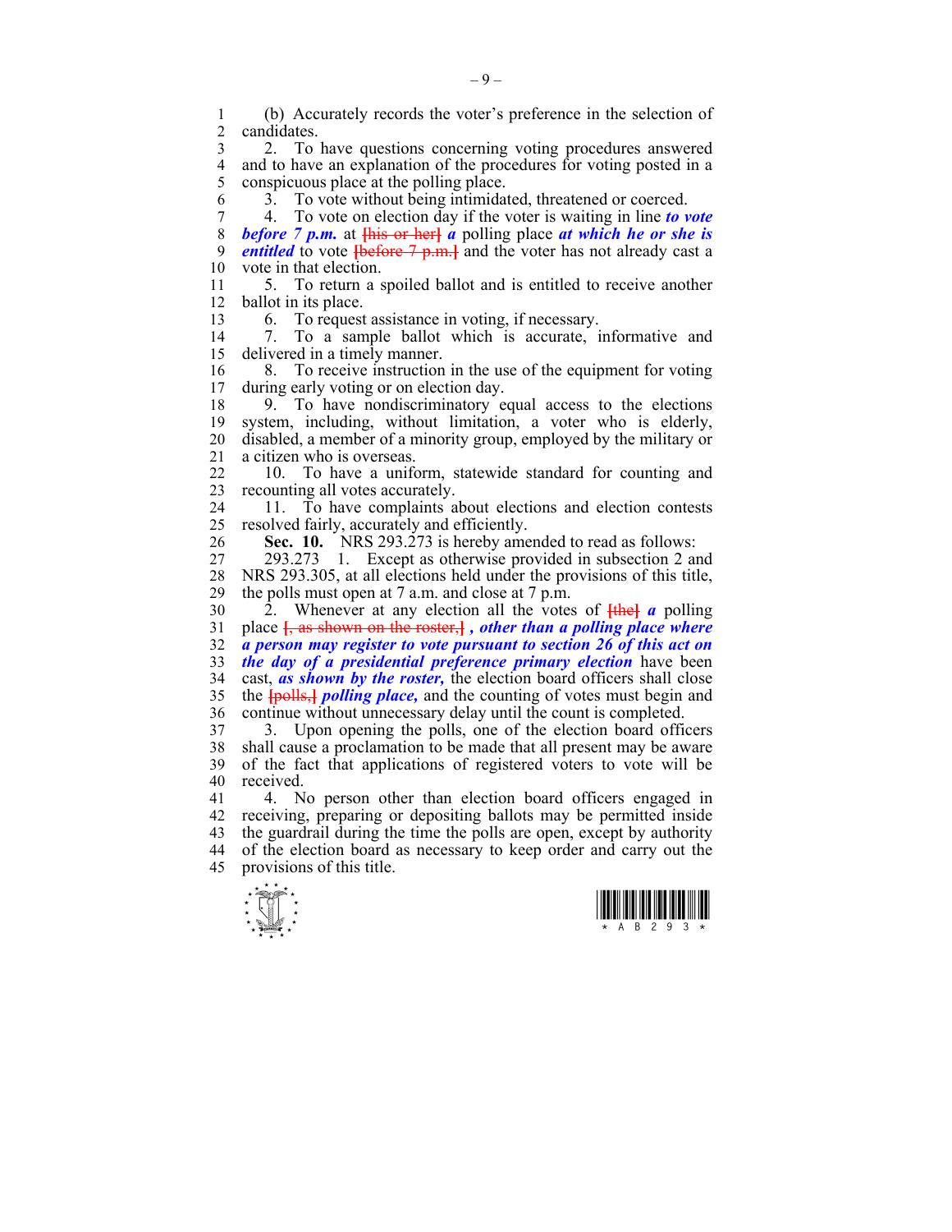(b) Accurately records the voter's preference in the selection of candidates.

2. To have questions concerning voting procedures answered and to have an explanation of the procedures for voting posted in a conspicuous place at the polling place.

3. To vote without being intimidated, threatened or coerced.

4. To vote on election day if the voter is waiting in line ***to vote before 7 p.m.*** at [his or her] ***a*** polling place ***at which he or she is entitled*** to vote [before 7 p.m.] and the voter has not already cast a vote in that election.

5. To return a spoiled ballot and is entitled to receive another ballot in its place.

6. To request assistance in voting, if necessary.

7. To a sample ballot which is accurate, informative and delivered in a timely manner.

8. To receive instruction in the use of the equipment for voting during early voting or on election day.

9. To have nondiscriminatory equal access to the elections system, including, without limitation, a voter who is elderly, disabled, a member of a minority group, employed by the military or a citizen who is overseas.

10. To have a uniform, statewide standard for counting and recounting all votes accurately.

11. To have complaints about elections and election contests resolved fairly, accurately and efficiently.

**Sec. 10.** NRS 293.273 is hereby amended to read as follows:

293.273 1. Except as otherwise provided in subsection 2 and NRS 293.305, at all elections held under the provisions of this title, the polls must open at 7 a.m. and close at 7 p.m.

2. Whenever at any election all the votes of [the] ***a*** polling place [, as shown on the roster,] ***, other than a polling place where a person may register to vote pursuant to section 26 of this act on the day of a presidential preference primary election*** have been cast, ***as shown by the roster,*** the election board officers shall close the [polls,] ***polling place,*** and the counting of votes must begin and continue without unnecessary delay until the count is completed.

3. Upon opening the polls, one of the election board officers shall cause a proclamation to be made that all present may be aware of the fact that applications of registered voters to vote will be received.

4. No person other than election board officers engaged in receiving, preparing or depositing ballots may be permitted inside the guardrail during the time the polls are open, except by authority of the election board as necessary to keep order and carry out the provisions of this title.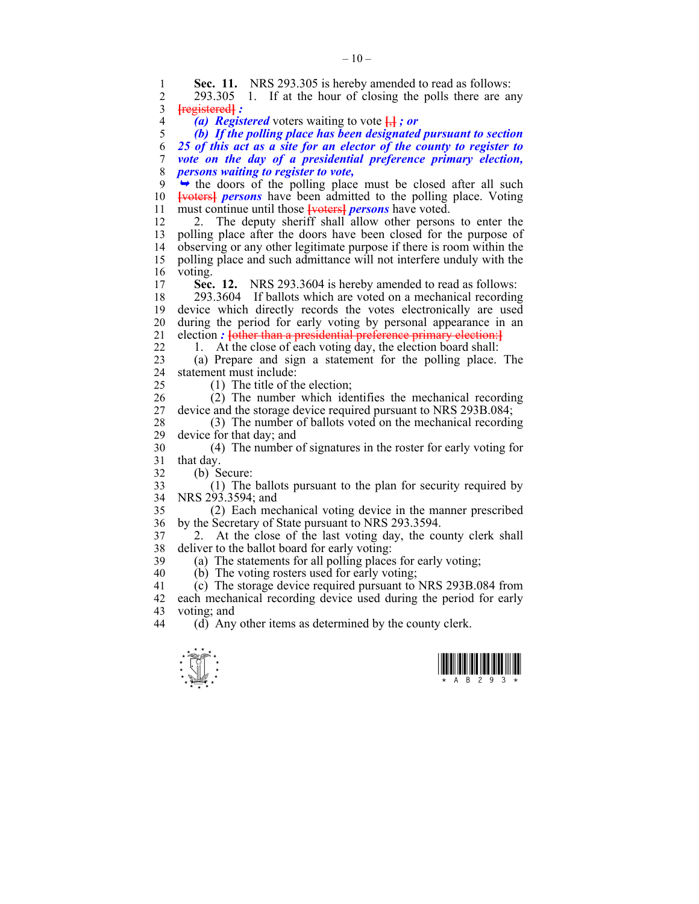**Sec. 11.** NRS 293.305 is hereby amended to read as follows:

293.305 1. If at the hour of closing the polls there are any [registered] ***:***

***(a) Registered*** voters waiting to vote [,] ***; or***

***(b) If the polling place has been designated pursuant to section 25 of this act as a site for an elector of the county to register to vote on the day of a presidential preference primary election, persons waiting to register to vote,***

➥ the doors of the polling place must be closed after all such [voters] ***persons*** have been admitted to the polling place. Voting must continue until those [voters] ***persons*** have voted.

2. The deputy sheriff shall allow other persons to enter the polling place after the doors have been closed for the purpose of observing or any other legitimate purpose if there is room within the polling place and such admittance will not interfere unduly with the voting.

**Sec. 12.** NRS 293.3604 is hereby amended to read as follows:

293.3604 If ballots which are voted on a mechanical recording device which directly records the votes electronically are used during the period for early voting by personal appearance in an election ***:*** [other than a presidential preference primary election:]

1. At the close of each voting day, the election board shall:

(a) Prepare and sign a statement for the polling place. The statement must include:

(1) The title of the election;

(2) The number which identifies the mechanical recording device and the storage device required pursuant to NRS 293B.084;

(3) The number of ballots voted on the mechanical recording device for that day; and

(4) The number of signatures in the roster for early voting for that day.

(b) Secure:

(1) The ballots pursuant to the plan for security required by NRS 293.3594; and

(2) Each mechanical voting device in the manner prescribed by the Secretary of State pursuant to NRS 293.3594.

2. At the close of the last voting day, the county clerk shall deliver to the ballot board for early voting:

(a) The statements for all polling places for early voting;

(b) The voting rosters used for early voting;

(c) The storage device required pursuant to NRS 293B.084 from each mechanical recording device used during the period for early voting; and

(d) Any other items as determined by the county clerk.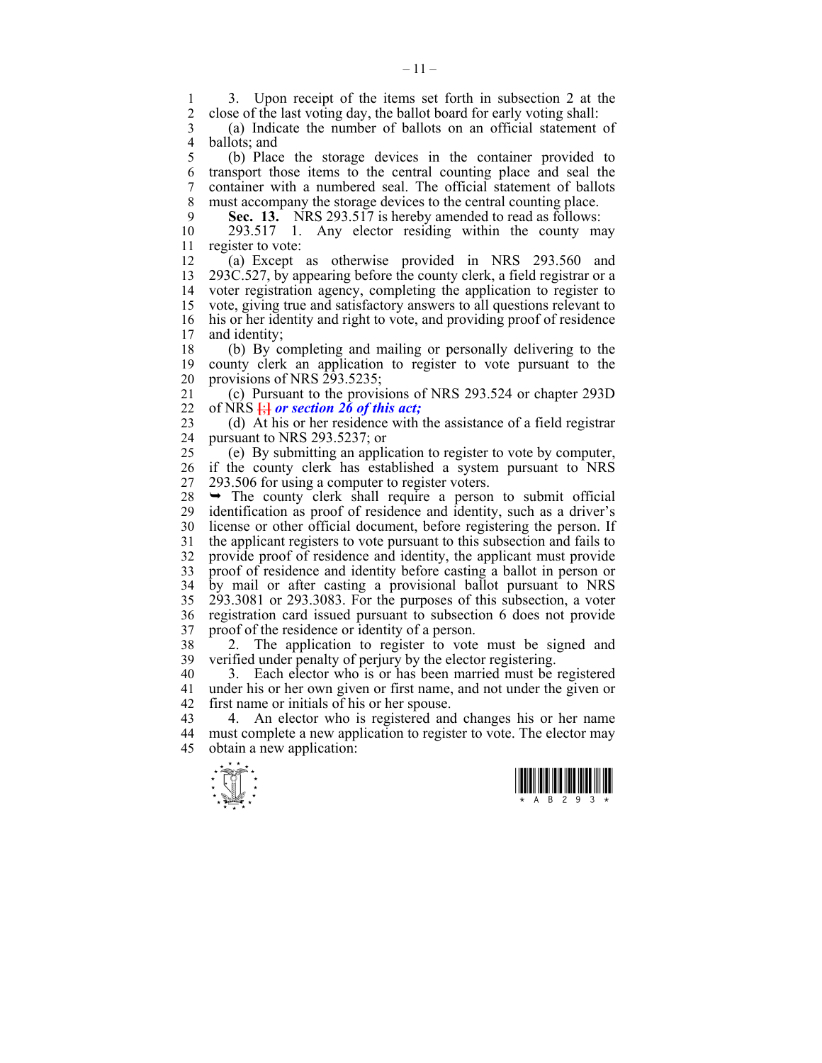3. Upon receipt of the items set forth in subsection 2 at the close of the last voting day, the ballot board for early voting shall:

(a) Indicate the number of ballots on an official statement of ballots; and

(b) Place the storage devices in the container provided to transport those items to the central counting place and seal the container with a numbered seal. The official statement of ballots must accompany the storage devices to the central counting place.

**Sec. 13.** NRS 293.517 is hereby amended to read as follows:

293.517 1. Any elector residing within the county may register to vote:

(a) Except as otherwise provided in NRS 293.560 and 293C.527, by appearing before the county clerk, a field registrar or a voter registration agency, completing the application to register to vote, giving true and satisfactory answers to all questions relevant to his or her identity and right to vote, and providing proof of residence and identity;

(b) By completing and mailing or personally delivering to the county clerk an application to register to vote pursuant to the provisions of NRS 293.5235;

(c) Pursuant to the provisions of NRS 293.524 or chapter 293D of NRS [;] ***or section 26 of this act;***

(d) At his or her residence with the assistance of a field registrar pursuant to NRS 293.5237; or

(e) By submitting an application to register to vote by computer, if the county clerk has established a system pursuant to NRS 293.506 for using a computer to register voters.

➥ The county clerk shall require a person to submit official identification as proof of residence and identity, such as a driver's license or other official document, before registering the person. If the applicant registers to vote pursuant to this subsection and fails to provide proof of residence and identity, the applicant must provide proof of residence and identity before casting a ballot in person or by mail or after casting a provisional ballot pursuant to NRS 293.3081 or 293.3083. For the purposes of this subsection, a voter registration card issued pursuant to subsection 6 does not provide proof of the residence or identity of a person.

2. The application to register to vote must be signed and verified under penalty of perjury by the elector registering.

3. Each elector who is or has been married must be registered under his or her own given or first name, and not under the given or first name or initials of his or her spouse.

4. An elector who is registered and changes his or her name must complete a new application to register to vote. The elector may obtain a new application: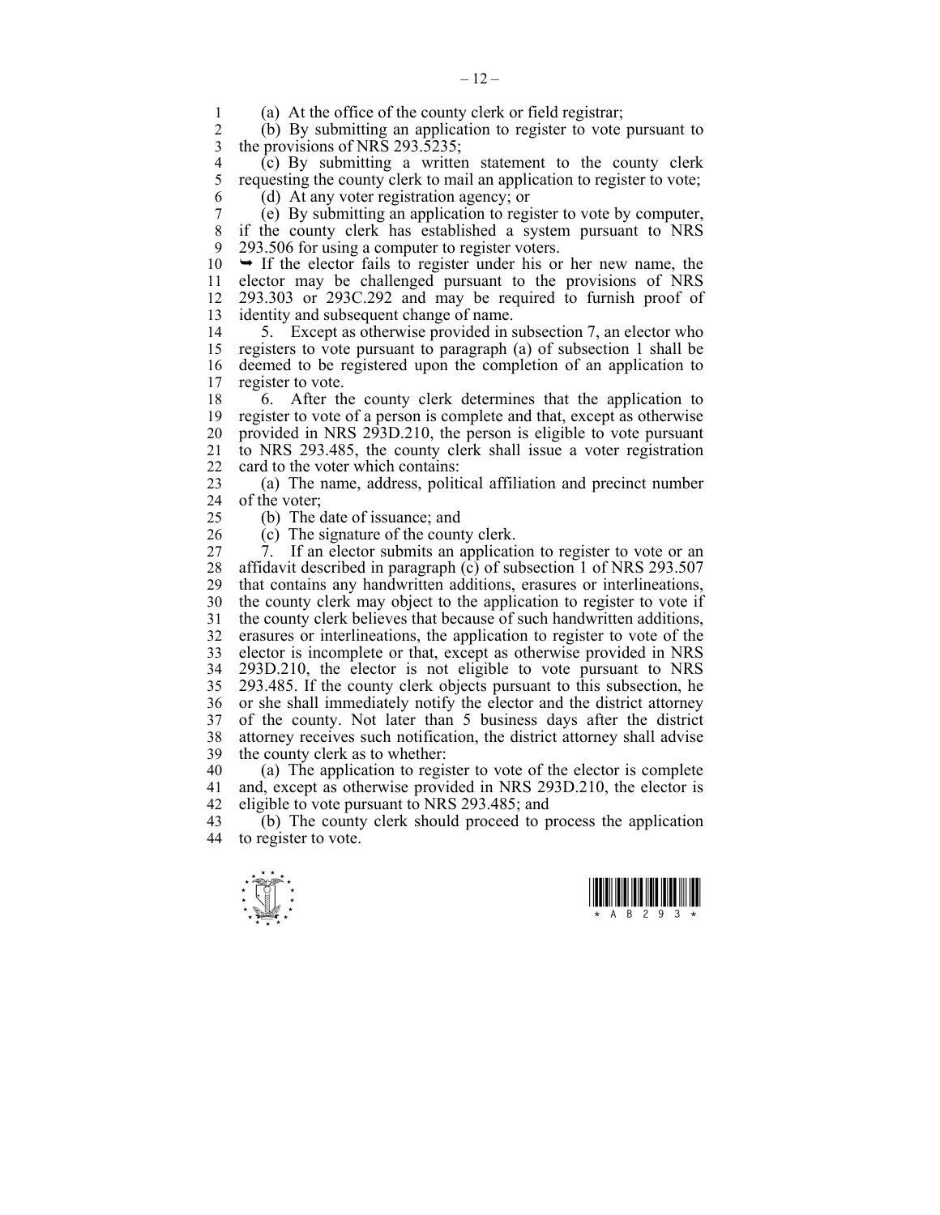(a) At the office of the county clerk or field registrar;

(b) By submitting an application to register to vote pursuant to the provisions of NRS 293.5235;

(c) By submitting a written statement to the county clerk requesting the county clerk to mail an application to register to vote;

(d) At any voter registration agency; or

(e) By submitting an application to register to vote by computer, if the county clerk has established a system pursuant to NRS 293.506 for using a computer to register voters.

➥ If the elector fails to register under his or her new name, the elector may be challenged pursuant to the provisions of NRS 293.303 or 293C.292 and may be required to furnish proof of identity and subsequent change of name.

5. Except as otherwise provided in subsection 7, an elector who registers to vote pursuant to paragraph (a) of subsection 1 shall be deemed to be registered upon the completion of an application to register to vote.

6. After the county clerk determines that the application to register to vote of a person is complete and that, except as otherwise provided in NRS 293D.210, the person is eligible to vote pursuant to NRS 293.485, the county clerk shall issue a voter registration card to the voter which contains:

(a) The name, address, political affiliation and precinct number of the voter;

(b) The date of issuance; and

(c) The signature of the county clerk.

7. If an elector submits an application to register to vote or an affidavit described in paragraph (c) of subsection 1 of NRS 293.507 that contains any handwritten additions, erasures or interlineations, the county clerk may object to the application to register to vote if the county clerk believes that because of such handwritten additions, erasures or interlineations, the application to register to vote of the elector is incomplete or that, except as otherwise provided in NRS 293D.210, the elector is not eligible to vote pursuant to NRS 293.485. If the county clerk objects pursuant to this subsection, he or she shall immediately notify the elector and the district attorney of the county. Not later than 5 business days after the district attorney receives such notification, the district attorney shall advise the county clerk as to whether:

(a) The application to register to vote of the elector is complete and, except as otherwise provided in NRS 293D.210, the elector is eligible to vote pursuant to NRS 293.485; and

(b) The county clerk should proceed to process the application to register to vote.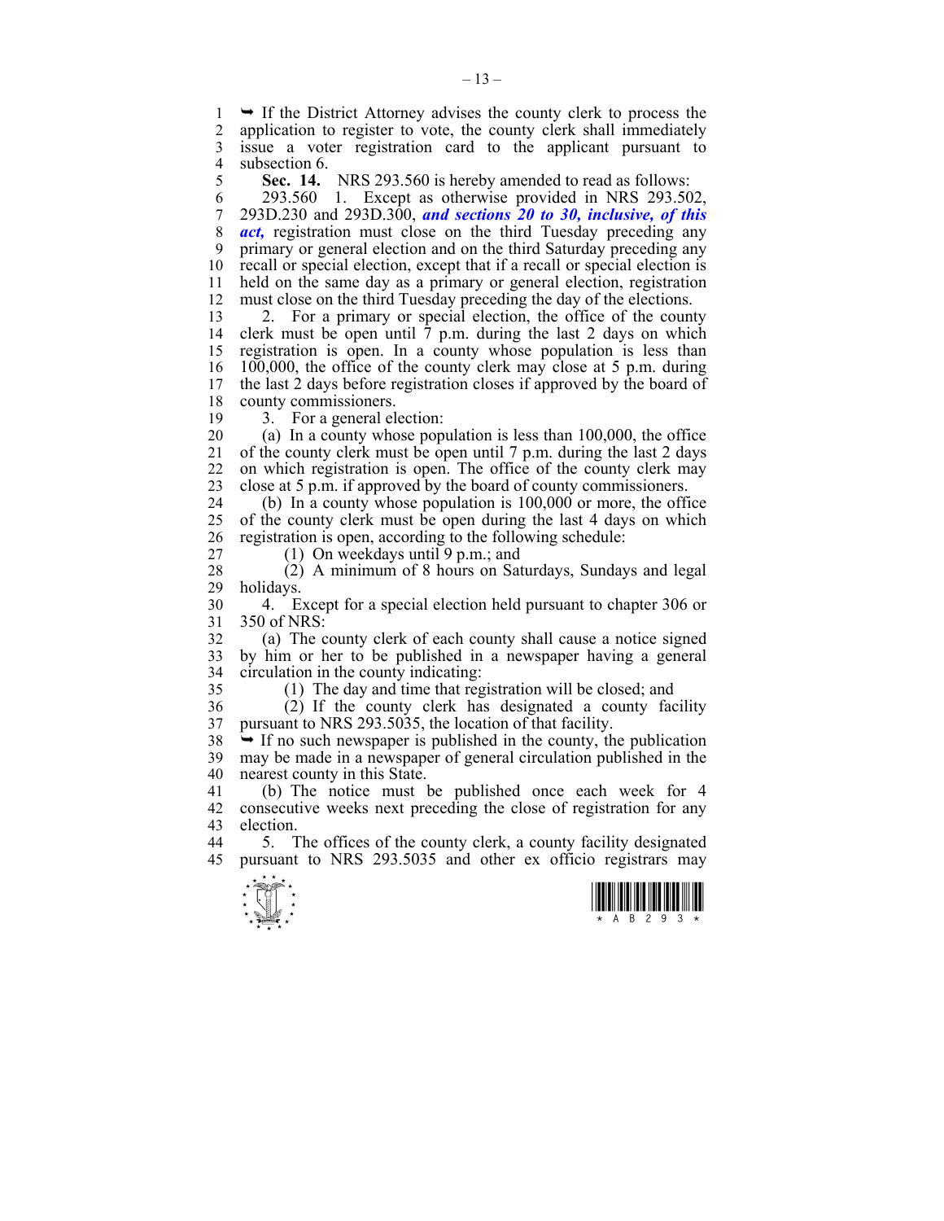➥ If the District Attorney advises the county clerk to process the application to register to vote, the county clerk shall immediately issue a voter registration card to the applicant pursuant to subsection 6.

**Sec. 14.** NRS 293.560 is hereby amended to read as follows:

293.560 1. Except as otherwise provided in NRS 293.502, 293D.230 and 293D.300, ***and sections 20 to 30, inclusive, of this act,*** registration must close on the third Tuesday preceding any primary or general election and on the third Saturday preceding any recall or special election, except that if a recall or special election is held on the same day as a primary or general election, registration must close on the third Tuesday preceding the day of the elections.

2. For a primary or special election, the office of the county clerk must be open until 7 p.m. during the last 2 days on which registration is open. In a county whose population is less than 100,000, the office of the county clerk may close at 5 p.m. during the last 2 days before registration closes if approved by the board of county commissioners.

3. For a general election:

(a) In a county whose population is less than 100,000, the office of the county clerk must be open until 7 p.m. during the last 2 days on which registration is open. The office of the county clerk may close at 5 p.m. if approved by the board of county commissioners.

(b) In a county whose population is 100,000 or more, the office of the county clerk must be open during the last 4 days on which registration is open, according to the following schedule:

(1) On weekdays until 9 p.m.; and

(2) A minimum of 8 hours on Saturdays, Sundays and legal holidays.

4. Except for a special election held pursuant to chapter 306 or 350 of NRS:

(a) The county clerk of each county shall cause a notice signed by him or her to be published in a newspaper having a general circulation in the county indicating:

(1) The day and time that registration will be closed; and

(2) If the county clerk has designated a county facility pursuant to NRS 293.5035, the location of that facility.

➥ If no such newspaper is published in the county, the publication may be made in a newspaper of general circulation published in the nearest county in this State.

(b) The notice must be published once each week for 4 consecutive weeks next preceding the close of registration for any election.

5. The offices of the county clerk, a county facility designated pursuant to NRS 293.5035 and other ex officio registrars may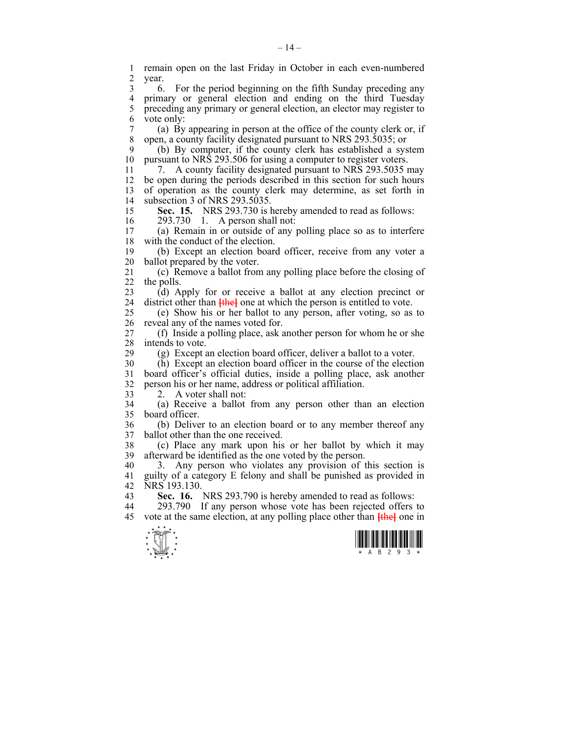remain open on the last Friday in October in each even-numbered year.

6. For the period beginning on the fifth Sunday preceding any primary or general election and ending on the third Tuesday preceding any primary or general election, an elector may register to vote only:

(a) By appearing in person at the office of the county clerk or, if open, a county facility designated pursuant to NRS 293.5035; or

(b) By computer, if the county clerk has established a system pursuant to NRS 293.506 for using a computer to register voters.

7. A county facility designated pursuant to NRS 293.5035 may be open during the periods described in this section for such hours of operation as the county clerk may determine, as set forth in subsection 3 of NRS 293.5035.

**Sec. 15.** NRS 293.730 is hereby amended to read as follows:

293.730 1. A person shall not:

(a) Remain in or outside of any polling place so as to interfere with the conduct of the election.

(b) Except an election board officer, receive from any voter a ballot prepared by the voter.

(c) Remove a ballot from any polling place before the closing of the polls.

(d) Apply for or receive a ballot at any election precinct or district other than [the] one at which the person is entitled to vote.

(e) Show his or her ballot to any person, after voting, so as to reveal any of the names voted for.

(f) Inside a polling place, ask another person for whom he or she intends to vote.

(g) Except an election board officer, deliver a ballot to a voter.

(h) Except an election board officer in the course of the election board officer's official duties, inside a polling place, ask another person his or her name, address or political affiliation.

2. A voter shall not:

(a) Receive a ballot from any person other than an election board officer.

(b) Deliver to an election board or to any member thereof any ballot other than the one received.

(c) Place any mark upon his or her ballot by which it may afterward be identified as the one voted by the person.

3. Any person who violates any provision of this section is guilty of a category E felony and shall be punished as provided in NRS 193.130.

**Sec. 16.** NRS 293.790 is hereby amended to read as follows:

293.790 If any person whose vote has been rejected offers to vote at the same election, at any polling place other than [the] one in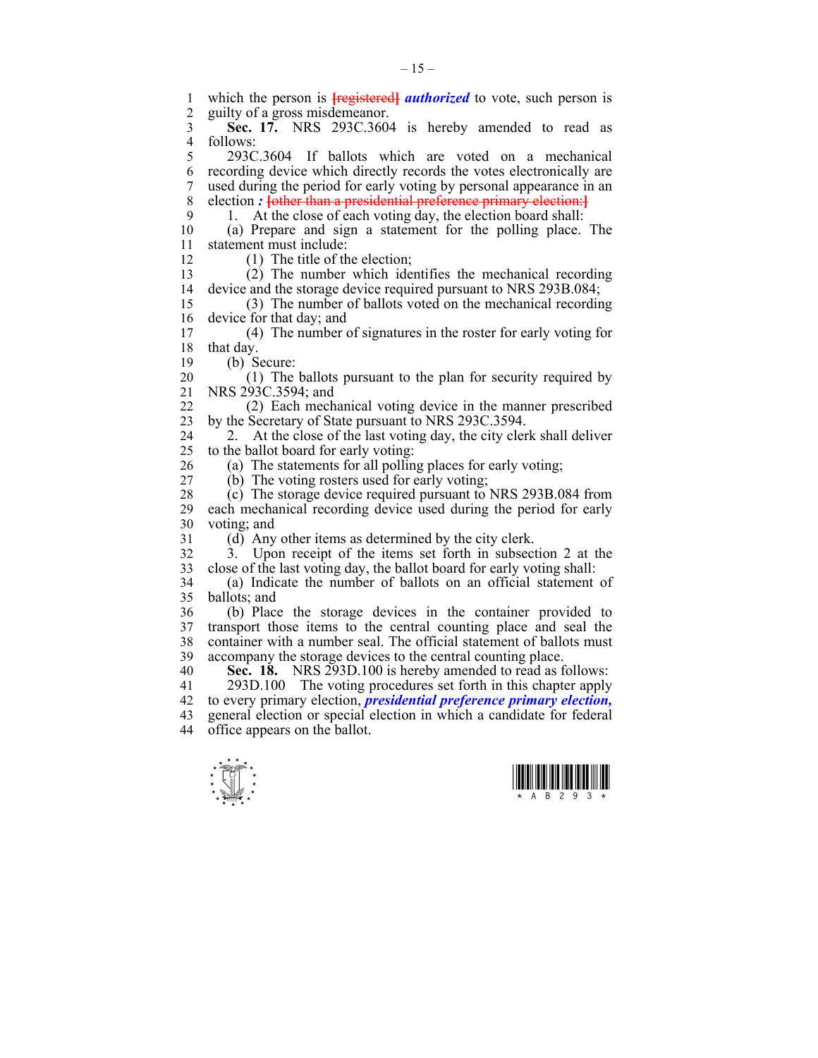which the person is ~~[registered]~~ ***authorized*** to vote, such person is guilty of a gross misdemeanor.

**Sec. 17.** NRS 293C.3604 is hereby amended to read as follows:

293C.3604 If ballots which are voted on a mechanical recording device which directly records the votes electronically are used during the period for early voting by personal appearance in an election ***:*** ~~[other than a presidential preference primary election:]~~

1. At the close of each voting day, the election board shall:

(a) Prepare and sign a statement for the polling place. The statement must include:

(1) The title of the election;

(2) The number which identifies the mechanical recording device and the storage device required pursuant to NRS 293B.084;

(3) The number of ballots voted on the mechanical recording device for that day; and

(4) The number of signatures in the roster for early voting for that day.

(b) Secure:

(1) The ballots pursuant to the plan for security required by NRS 293C.3594; and

(2) Each mechanical voting device in the manner prescribed by the Secretary of State pursuant to NRS 293C.3594.

2. At the close of the last voting day, the city clerk shall deliver to the ballot board for early voting:

(a) The statements for all polling places for early voting;

(b) The voting rosters used for early voting;

(c) The storage device required pursuant to NRS 293B.084 from each mechanical recording device used during the period for early voting; and

(d) Any other items as determined by the city clerk.

3. Upon receipt of the items set forth in subsection 2 at the close of the last voting day, the ballot board for early voting shall:

(a) Indicate the number of ballots on an official statement of ballots; and

(b) Place the storage devices in the container provided to transport those items to the central counting place and seal the container with a number seal. The official statement of ballots must accompany the storage devices to the central counting place.

**Sec. 18.** NRS 293D.100 is hereby amended to read as follows:

293D.100 The voting procedures set forth in this chapter apply to every primary election, ***presidential preference primary election,*** general election or special election in which a candidate for federal office appears on the ballot.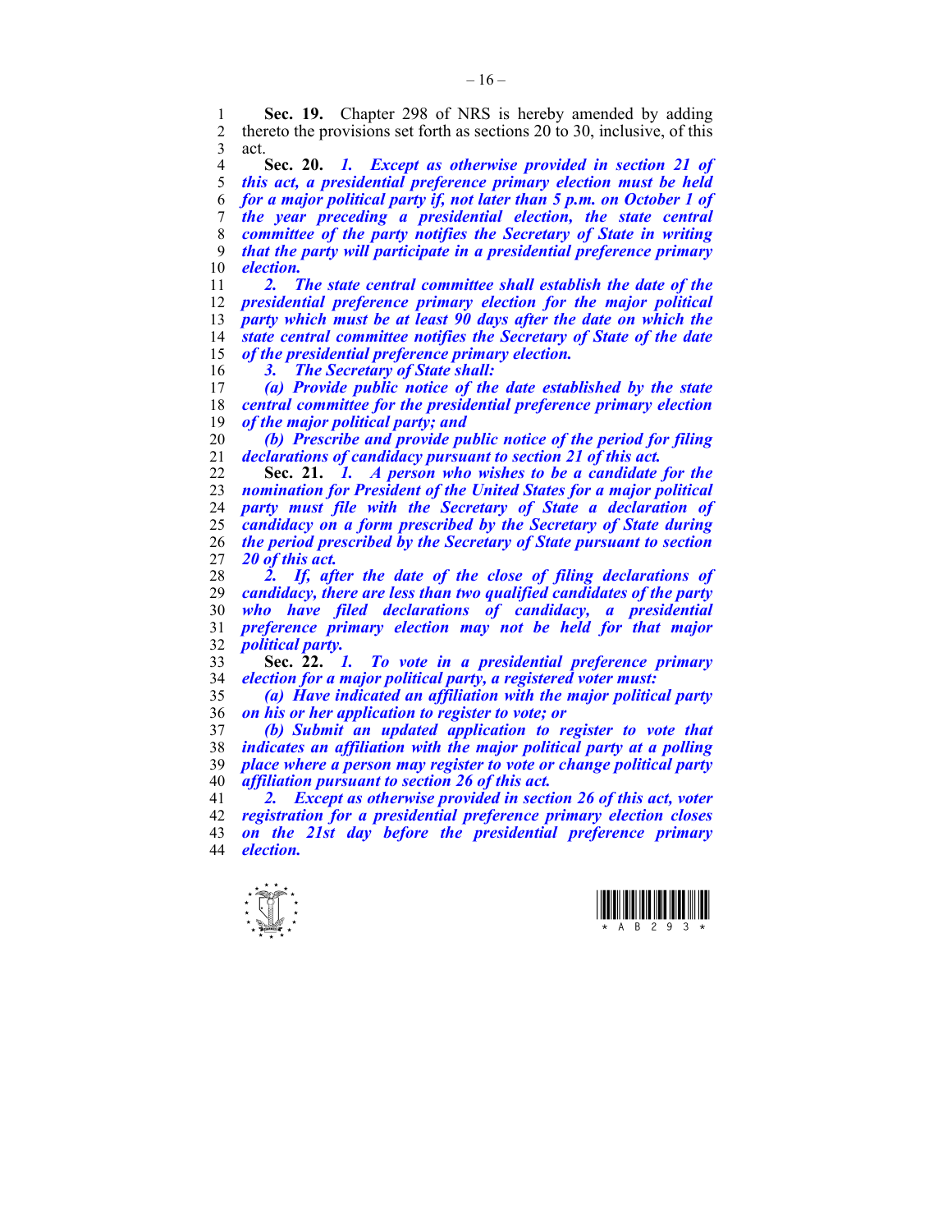**Sec. 19.** Chapter 298 of NRS is hereby amended by adding thereto the provisions set forth as sections 20 to 30, inclusive, of this act.

**Sec. 20.** ***1. Except as otherwise provided in section 21 of this act, a presidential preference primary election must be held for a major political party if, not later than 5 p.m. on October 1 of the year preceding a presidential election, the state central committee of the party notifies the Secretary of State in writing that the party will participate in a presidential preference primary election.***

***2. The state central committee shall establish the date of the presidential preference primary election for the major political party which must be at least 90 days after the date on which the state central committee notifies the Secretary of State of the date of the presidential preference primary election.***

***3. The Secretary of State shall:***

***(a) Provide public notice of the date established by the state central committee for the presidential preference primary election of the major political party; and***

***(b) Prescribe and provide public notice of the period for filing declarations of candidacy pursuant to section 21 of this act.***

**Sec. 21.** ***1. A person who wishes to be a candidate for the nomination for President of the United States for a major political party must file with the Secretary of State a declaration of candidacy on a form prescribed by the Secretary of State during the period prescribed by the Secretary of State pursuant to section 20 of this act.***

***2. If, after the date of the close of filing declarations of candidacy, there are less than two qualified candidates of the party who have filed declarations of candidacy, a presidential preference primary election may not be held for that major political party.***

**Sec. 22.** ***1. To vote in a presidential preference primary election for a major political party, a registered voter must:***

***(a) Have indicated an affiliation with the major political party on his or her application to register to vote; or***

***(b) Submit an updated application to register to vote that indicates an affiliation with the major political party at a polling place where a person may register to vote or change political party affiliation pursuant to section 26 of this act.***

***2. Except as otherwise provided in section 26 of this act, voter registration for a presidential preference primary election closes on the 21st day before the presidential preference primary election.***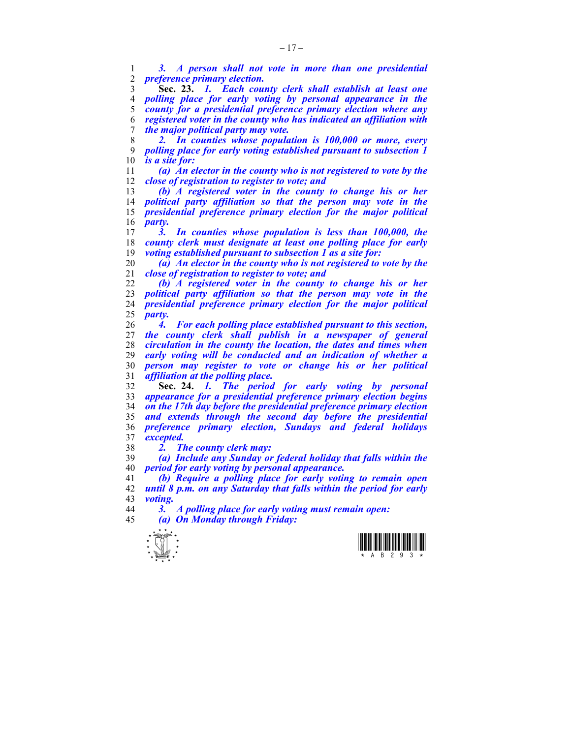*3. A person shall not vote in more than one presidential preference primary election.*

**Sec. 23.** *1. Each county clerk shall establish at least one polling place for early voting by personal appearance in the county for a presidential preference primary election where any registered voter in the county who has indicated an affiliation with the major political party may vote.*

*2. In counties whose population is 100,000 or more, every polling place for early voting established pursuant to subsection 1 is a site for:*

*(a) An elector in the county who is not registered to vote by the close of registration to register to vote; and*

*(b) A registered voter in the county to change his or her political party affiliation so that the person may vote in the presidential preference primary election for the major political party.*

*3. In counties whose population is less than 100,000, the county clerk must designate at least one polling place for early voting established pursuant to subsection 1 as a site for:*

*(a) An elector in the county who is not registered to vote by the close of registration to register to vote; and*

*(b) A registered voter in the county to change his or her political party affiliation so that the person may vote in the presidential preference primary election for the major political party.*

*4. For each polling place established pursuant to this section, the county clerk shall publish in a newspaper of general circulation in the county the location, the dates and times when early voting will be conducted and an indication of whether a person may register to vote or change his or her political affiliation at the polling place.*

**Sec. 24.** *1. The period for early voting by personal appearance for a presidential preference primary election begins on the 17th day before the presidential preference primary election and extends through the second day before the presidential preference primary election, Sundays and federal holidays excepted.*

*2. The county clerk may:*

*(a) Include any Sunday or federal holiday that falls within the period for early voting by personal appearance.*

*(b) Require a polling place for early voting to remain open until 8 p.m. on any Saturday that falls within the period for early voting.*

*3. A polling place for early voting must remain open:*

*(a) On Monday through Friday:*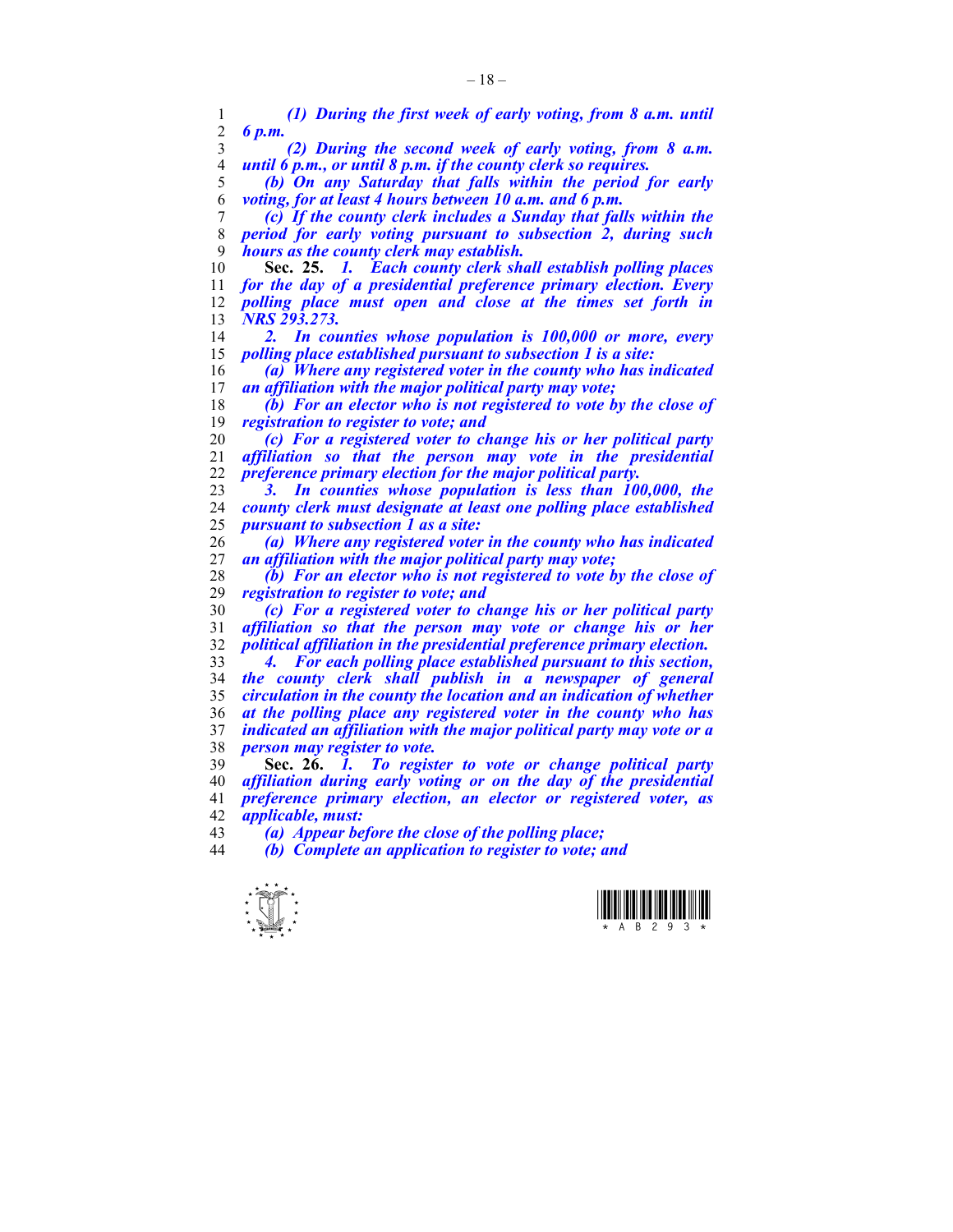*(1) During the first week of early voting, from 8 a.m. until 6 p.m.*

*(2) During the second week of early voting, from 8 a.m. until 6 p.m., or until 8 p.m. if the county clerk so requires.*

*(b) On any Saturday that falls within the period for early voting, for at least 4 hours between 10 a.m. and 6 p.m.*

*(c) If the county clerk includes a Sunday that falls within the period for early voting pursuant to subsection 2, during such hours as the county clerk may establish.*

**Sec. 25.** *1. Each county clerk shall establish polling places for the day of a presidential preference primary election. Every polling place must open and close at the times set forth in NRS 293.273.*

*2. In counties whose population is 100,000 or more, every polling place established pursuant to subsection 1 is a site:*

*(a) Where any registered voter in the county who has indicated an affiliation with the major political party may vote;*

*(b) For an elector who is not registered to vote by the close of registration to register to vote; and*

*(c) For a registered voter to change his or her political party affiliation so that the person may vote in the presidential preference primary election for the major political party.*

*3. In counties whose population is less than 100,000, the county clerk must designate at least one polling place established pursuant to subsection 1 as a site:*

*(a) Where any registered voter in the county who has indicated an affiliation with the major political party may vote;*

*(b) For an elector who is not registered to vote by the close of registration to register to vote; and*

*(c) For a registered voter to change his or her political party affiliation so that the person may vote or change his or her political affiliation in the presidential preference primary election.*

*4. For each polling place established pursuant to this section, the county clerk shall publish in a newspaper of general circulation in the county the location and an indication of whether at the polling place any registered voter in the county who has indicated an affiliation with the major political party may vote or a person may register to vote.*

**Sec. 26.** *1. To register to vote or change political party affiliation during early voting or on the day of the presidential preference primary election, an elector or registered voter, as applicable, must:*

*(a) Appear before the close of the polling place;*

*(b) Complete an application to register to vote; and*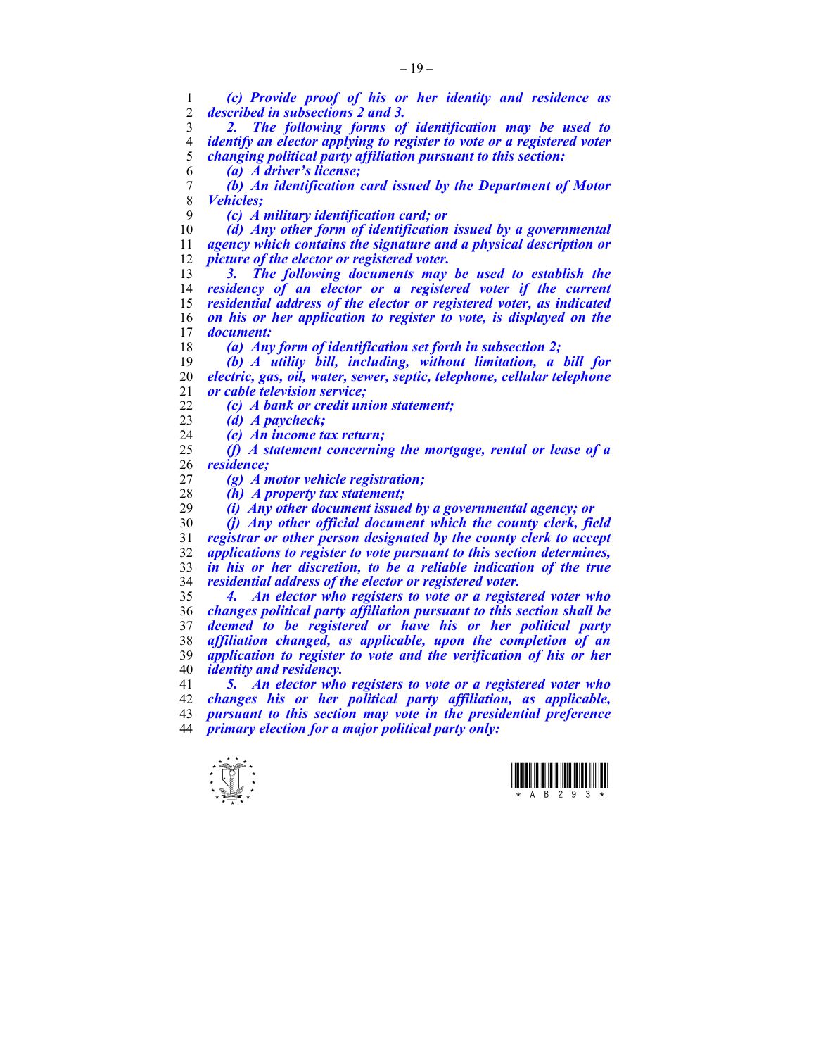***(c) Provide proof of his or her identity and residence as described in subsections 2 and 3.***

***2. The following forms of identification may be used to identify an elector applying to register to vote or a registered voter changing political party affiliation pursuant to this section:***

***(a) A driver's license;***

***(b) An identification card issued by the Department of Motor Vehicles;***

***(c) A military identification card; or***

***(d) Any other form of identification issued by a governmental agency which contains the signature and a physical description or picture of the elector or registered voter.***

***3. The following documents may be used to establish the residency of an elector or a registered voter if the current residential address of the elector or registered voter, as indicated on his or her application to register to vote, is displayed on the document:***

***(a) Any form of identification set forth in subsection 2;***

***(b) A utility bill, including, without limitation, a bill for electric, gas, oil, water, sewer, septic, telephone, cellular telephone or cable television service;***

***(c) A bank or credit union statement;***

***(d) A paycheck;***

***(e) An income tax return;***

***(f) A statement concerning the mortgage, rental or lease of a residence;***

***(g) A motor vehicle registration;***

***(h) A property tax statement;***

***(i) Any other document issued by a governmental agency; or***

***(j) Any other official document which the county clerk, field registrar or other person designated by the county clerk to accept applications to register to vote pursuant to this section determines, in his or her discretion, to be a reliable indication of the true residential address of the elector or registered voter.***

***4. An elector who registers to vote or a registered voter who changes political party affiliation pursuant to this section shall be deemed to be registered or have his or her political party affiliation changed, as applicable, upon the completion of an application to register to vote and the verification of his or her identity and residency.***

***5. An elector who registers to vote or a registered voter who changes his or her political party affiliation, as applicable, pursuant to this section may vote in the presidential preference primary election for a major political party only:***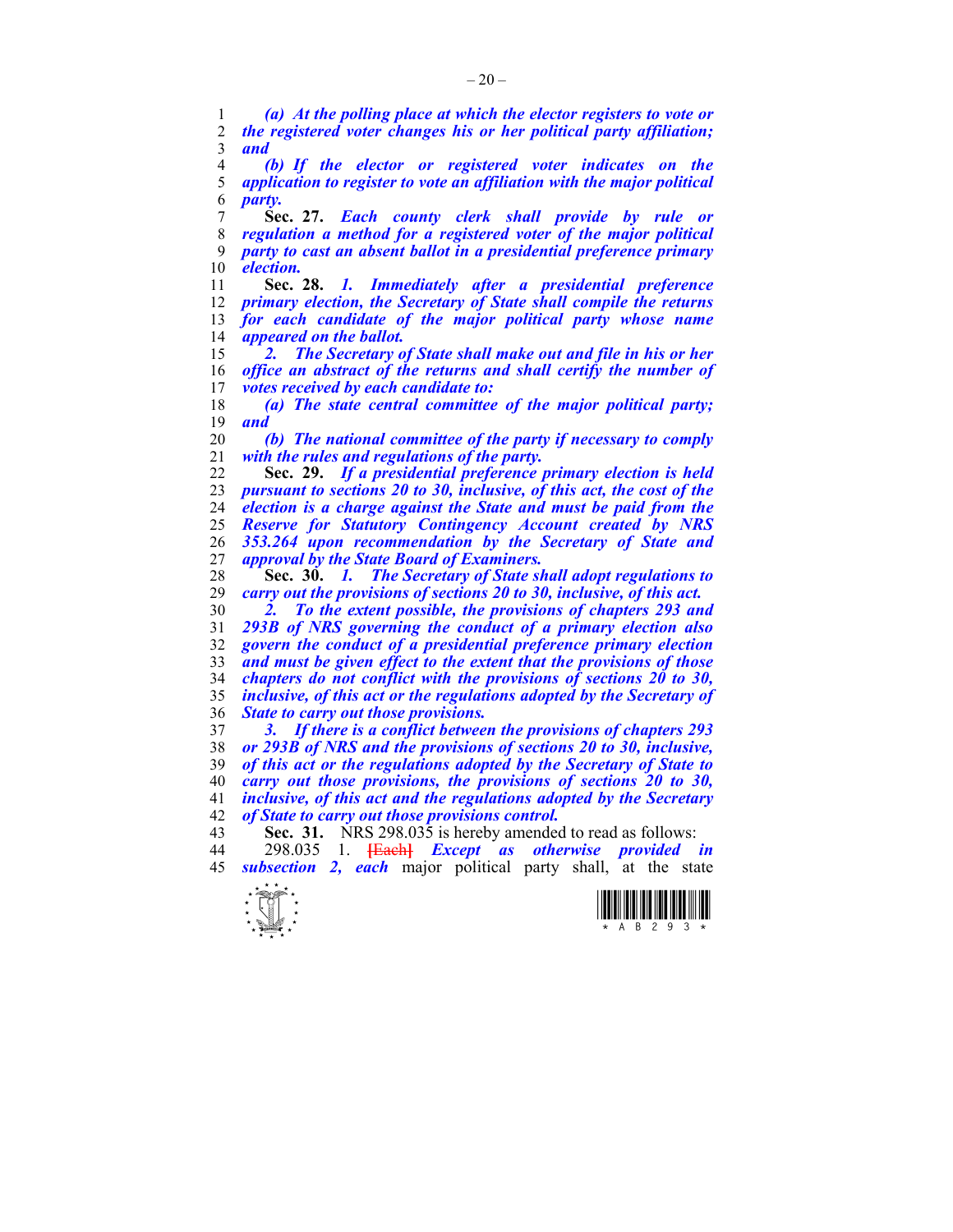*(a) At the polling place at which the elector registers to vote or the registered voter changes his or her political party affiliation; and*

*(b) If the elector or registered voter indicates on the application to register to vote an affiliation with the major political party.*

**Sec. 27.** *Each county clerk shall provide by rule or regulation a method for a registered voter of the major political party to cast an absent ballot in a presidential preference primary election.*

**Sec. 28.** *1. Immediately after a presidential preference primary election, the Secretary of State shall compile the returns for each candidate of the major political party whose name appeared on the ballot.*

*2. The Secretary of State shall make out and file in his or her office an abstract of the returns and shall certify the number of votes received by each candidate to:*

*(a) The state central committee of the major political party; and*

*(b) The national committee of the party if necessary to comply with the rules and regulations of the party.*

**Sec. 29.** *If a presidential preference primary election is held pursuant to sections 20 to 30, inclusive, of this act, the cost of the election is a charge against the State and must be paid from the Reserve for Statutory Contingency Account created by NRS 353.264 upon recommendation by the Secretary of State and approval by the State Board of Examiners.*

**Sec. 30.** *1. The Secretary of State shall adopt regulations to carry out the provisions of sections 20 to 30, inclusive, of this act.*

*2. To the extent possible, the provisions of chapters 293 and 293B of NRS governing the conduct of a primary election also govern the conduct of a presidential preference primary election and must be given effect to the extent that the provisions of those chapters do not conflict with the provisions of sections 20 to 30, inclusive, of this act or the regulations adopted by the Secretary of State to carry out those provisions.*

*3. If there is a conflict between the provisions of chapters 293 or 293B of NRS and the provisions of sections 20 to 30, inclusive, of this act or the regulations adopted by the Secretary of State to carry out those provisions, the provisions of sections 20 to 30, inclusive, of this act and the regulations adopted by the Secretary of State to carry out those provisions control.*

**Sec. 31.** NRS 298.035 is hereby amended to read as follows:

298.035 1. ~~[Each]~~ *Except as otherwise provided in subsection 2, each* major political party shall, at the state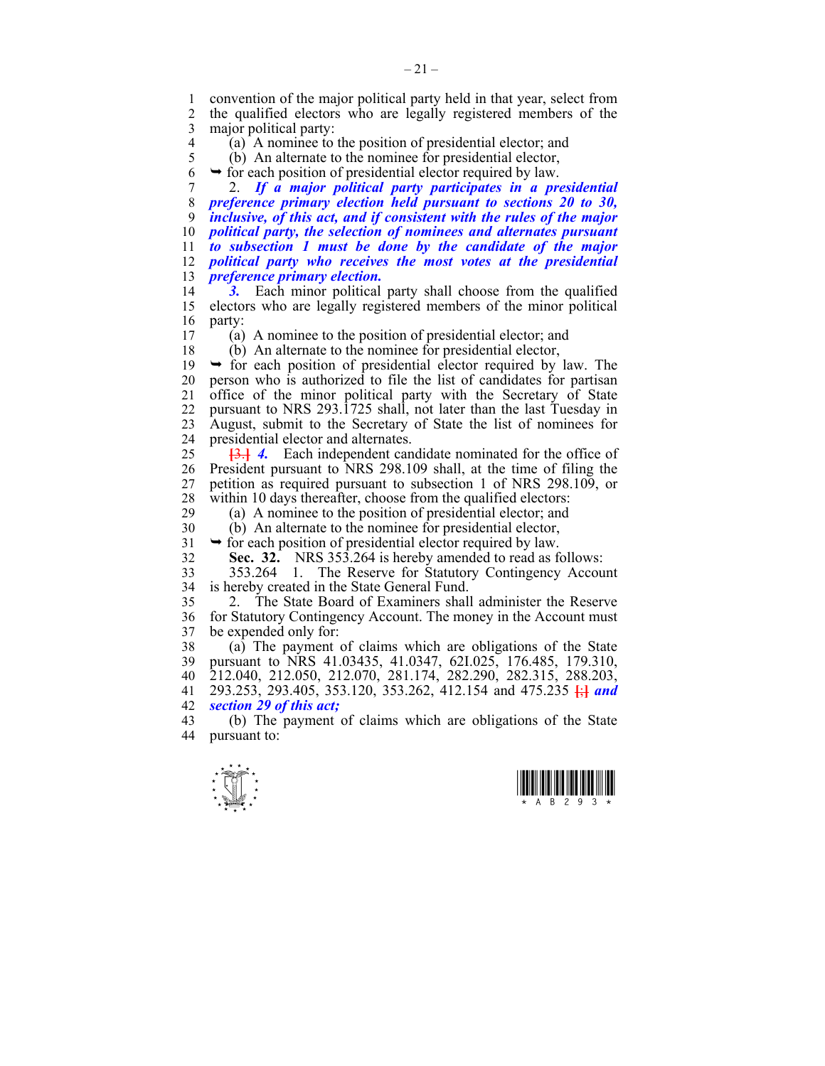convention of the major political party held in that year, select from the qualified electors who are legally registered members of the major political party:

(a) A nominee to the position of presidential elector; and

(b) An alternate to the nominee for presidential elector,

➥ for each position of presidential elector required by law.

2. ***If a major political party participates in a presidential preference primary election held pursuant to sections 20 to 30, inclusive, of this act, and if consistent with the rules of the major political party, the selection of nominees and alternates pursuant to subsection 1 must be done by the candidate of the major political party who receives the most votes at the presidential preference primary election.***

***3.*** Each minor political party shall choose from the qualified electors who are legally registered members of the minor political party:

(a) A nominee to the position of presidential elector; and

(b) An alternate to the nominee for presidential elector,

➥ for each position of presidential elector required by law. The person who is authorized to file the list of candidates for partisan office of the minor political party with the Secretary of State pursuant to NRS 293.1725 shall, not later than the last Tuesday in August, submit to the Secretary of State the list of nominees for presidential elector and alternates.

[3.] ***4.*** Each independent candidate nominated for the office of President pursuant to NRS 298.109 shall, at the time of filing the petition as required pursuant to subsection 1 of NRS 298.109, or within 10 days thereafter, choose from the qualified electors:

(a) A nominee to the position of presidential elector; and

(b) An alternate to the nominee for presidential elector,

➥ for each position of presidential elector required by law.

**Sec. 32.** NRS 353.264 is hereby amended to read as follows:

353.264 1. The Reserve for Statutory Contingency Account is hereby created in the State General Fund.

2. The State Board of Examiners shall administer the Reserve for Statutory Contingency Account. The money in the Account must be expended only for:

(a) The payment of claims which are obligations of the State pursuant to NRS 41.03435, 41.0347, 62I.025, 176.485, 179.310, 212.040, 212.050, 212.070, 281.174, 282.290, 282.315, 288.203, 293.253, 293.405, 353.120, 353.262, 412.154 and 475.235 [;] ***and section 29 of this act;***

(b) The payment of claims which are obligations of the State pursuant to: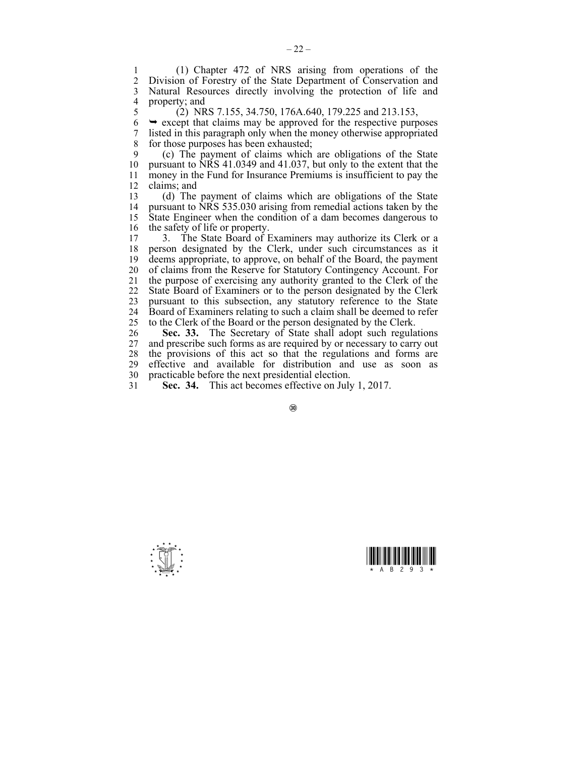(1) Chapter 472 of NRS arising from operations of the Division of Forestry of the State Department of Conservation and Natural Resources directly involving the protection of life and property; and

(2) NRS 7.155, 34.750, 176A.640, 179.225 and 213.153,

➥ except that claims may be approved for the respective purposes listed in this paragraph only when the money otherwise appropriated for those purposes has been exhausted;

(c) The payment of claims which are obligations of the State pursuant to NRS 41.0349 and 41.037, but only to the extent that the money in the Fund for Insurance Premiums is insufficient to pay the claims; and

(d) The payment of claims which are obligations of the State pursuant to NRS 535.030 arising from remedial actions taken by the State Engineer when the condition of a dam becomes dangerous to the safety of life or property.

3. The State Board of Examiners may authorize its Clerk or a person designated by the Clerk, under such circumstances as it deems appropriate, to approve, on behalf of the Board, the payment of claims from the Reserve for Statutory Contingency Account. For the purpose of exercising any authority granted to the Clerk of the State Board of Examiners or to the person designated by the Clerk pursuant to this subsection, any statutory reference to the State Board of Examiners relating to such a claim shall be deemed to refer to the Clerk of the Board or the person designated by the Clerk.

**Sec. 33.** The Secretary of State shall adopt such regulations and prescribe such forms as are required by or necessary to carry out the provisions of this act so that the regulations and forms are effective and available for distribution and use as soon as practicable before the next presidential election.

**Sec. 34.** This act becomes effective on July 1, 2017.

⑳